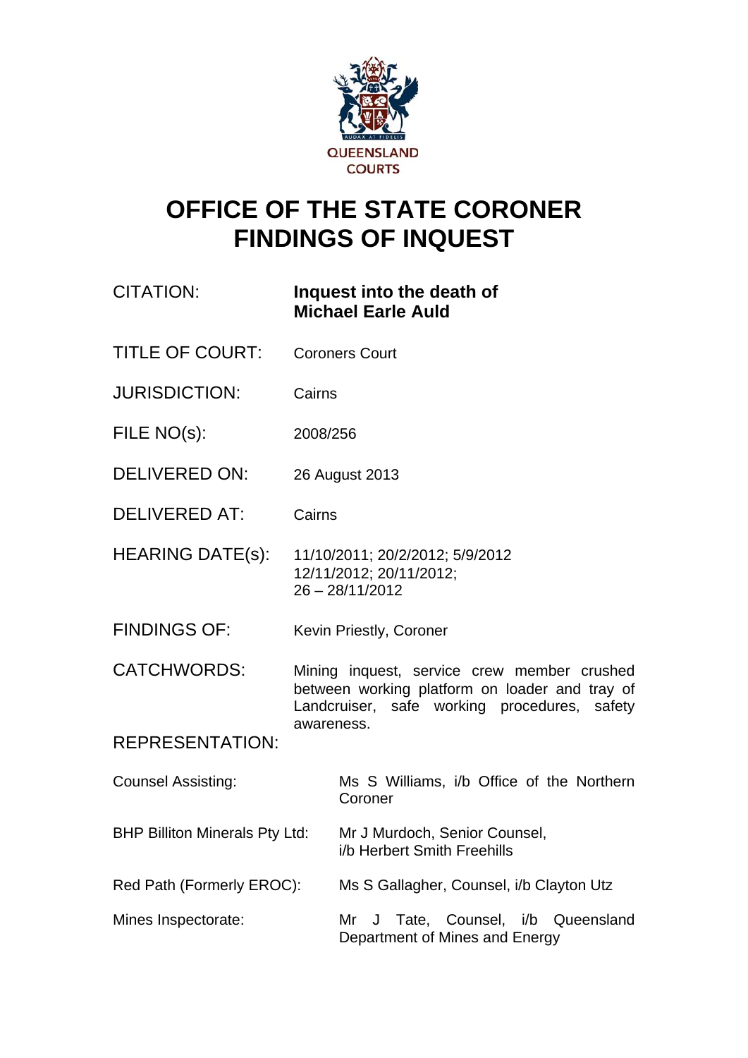QUEENSLAND COURTS

# OFFICE OF THE STATE CORONER
# FINDINGS OF INQUEST

| | |
|---|---|
| CITATION: | **Inquest into the death of Michael Earle Auld** |
| TITLE OF COURT: | Coroners Court |
| JURISDICTION: | Cairns |
| FILE NO(s): | 2008/256 |
| DELIVERED ON: | 26 August 2013 |
| DELIVERED AT: | Cairns |
| HEARING DATE(s): | 11/10/2011; 20/2/2012; 5/9/2012 12/11/2012; 20/11/2012; 26 – 28/11/2012 |
| FINDINGS OF: | Kevin Priestly, Coroner |
| CATCHWORDS: | Mining inquest, service crew member crushed between working platform on loader and tray of Landcruiser, safe working procedures, safety awareness. |

REPRESENTATION:

| | |
|---|---|
| Counsel Assisting: | Ms S Williams, i/b Office of the Northern Coroner |
| BHP Billiton Minerals Pty Ltd: | Mr J Murdoch, Senior Counsel, i/b Herbert Smith Freehills |
| Red Path (Formerly EROC): | Ms S Gallagher, Counsel, i/b Clayton Utz |
| Mines Inspectorate: | Mr J Tate, Counsel, i/b Queensland Department of Mines and Energy |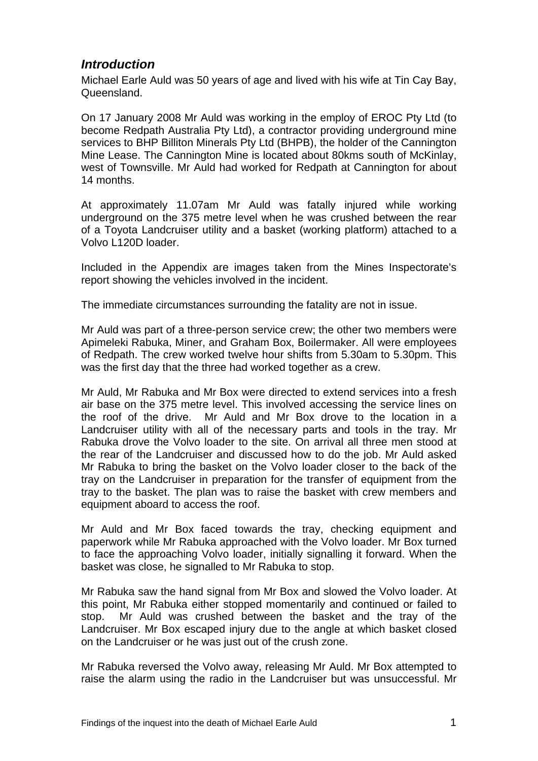## *Introduction*

Michael Earle Auld was 50 years of age and lived with his wife at Tin Cay Bay, Queensland.

On 17 January 2008 Mr Auld was working in the employ of EROC Pty Ltd (to become Redpath Australia Pty Ltd), a contractor providing underground mine services to BHP Billiton Minerals Pty Ltd (BHPB), the holder of the Cannington Mine Lease. The Cannington Mine is located about 80kms south of McKinlay, west of Townsville. Mr Auld had worked for Redpath at Cannington for about 14 months.

At approximately 11.07am Mr Auld was fatally injured while working underground on the 375 metre level when he was crushed between the rear of a Toyota Landcruiser utility and a basket (working platform) attached to a Volvo L120D loader.

Included in the Appendix are images taken from the Mines Inspectorate's report showing the vehicles involved in the incident.

The immediate circumstances surrounding the fatality are not in issue.

Mr Auld was part of a three-person service crew; the other two members were Apimeleki Rabuka, Miner, and Graham Box, Boilermaker. All were employees of Redpath. The crew worked twelve hour shifts from 5.30am to 5.30pm. This was the first day that the three had worked together as a crew.

Mr Auld, Mr Rabuka and Mr Box were directed to extend services into a fresh air base on the 375 metre level. This involved accessing the service lines on the roof of the drive. Mr Auld and Mr Box drove to the location in a Landcruiser utility with all of the necessary parts and tools in the tray. Mr Rabuka drove the Volvo loader to the site. On arrival all three men stood at the rear of the Landcruiser and discussed how to do the job. Mr Auld asked Mr Rabuka to bring the basket on the Volvo loader closer to the back of the tray on the Landcruiser in preparation for the transfer of equipment from the tray to the basket. The plan was to raise the basket with crew members and equipment aboard to access the roof.

Mr Auld and Mr Box faced towards the tray, checking equipment and paperwork while Mr Rabuka approached with the Volvo loader. Mr Box turned to face the approaching Volvo loader, initially signalling it forward. When the basket was close, he signalled to Mr Rabuka to stop.

Mr Rabuka saw the hand signal from Mr Box and slowed the Volvo loader. At this point, Mr Rabuka either stopped momentarily and continued or failed to stop. Mr Auld was crushed between the basket and the tray of the Landcruiser. Mr Box escaped injury due to the angle at which basket closed on the Landcruiser or he was just out of the crush zone.

Mr Rabuka reversed the Volvo away, releasing Mr Auld. Mr Box attempted to raise the alarm using the radio in the Landcruiser but was unsuccessful. Mr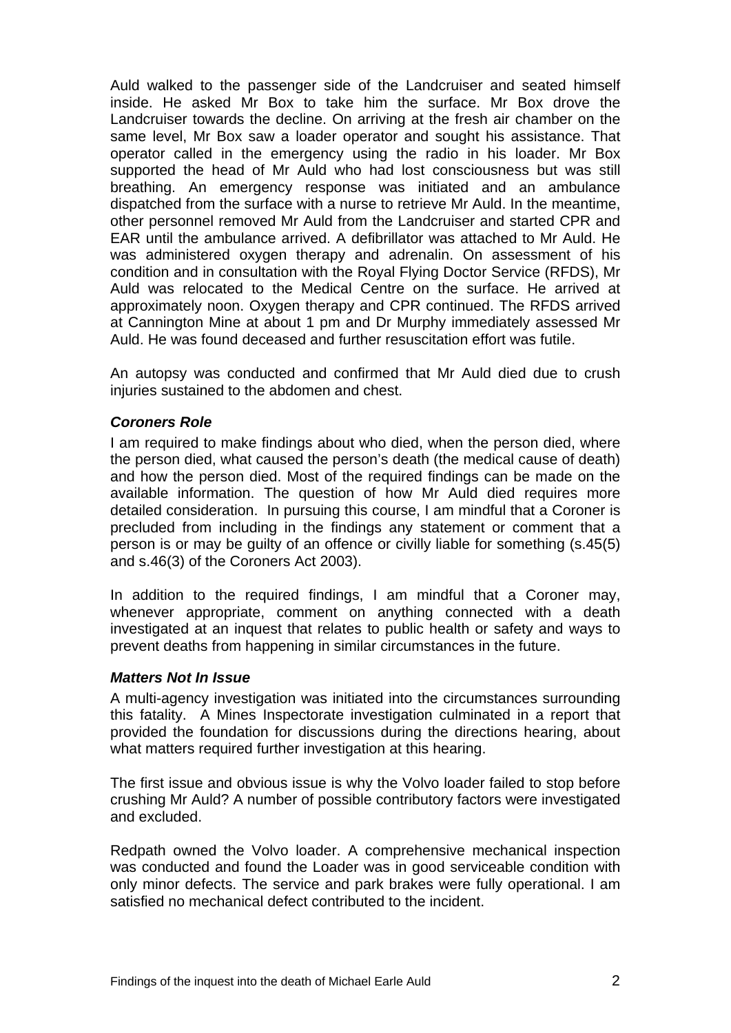Auld walked to the passenger side of the Landcruiser and seated himself inside. He asked Mr Box to take him the surface. Mr Box drove the Landcruiser towards the decline. On arriving at the fresh air chamber on the same level, Mr Box saw a loader operator and sought his assistance. That operator called in the emergency using the radio in his loader. Mr Box supported the head of Mr Auld who had lost consciousness but was still breathing. An emergency response was initiated and an ambulance dispatched from the surface with a nurse to retrieve Mr Auld. In the meantime, other personnel removed Mr Auld from the Landcruiser and started CPR and EAR until the ambulance arrived. A defibrillator was attached to Mr Auld. He was administered oxygen therapy and adrenalin. On assessment of his condition and in consultation with the Royal Flying Doctor Service (RFDS), Mr Auld was relocated to the Medical Centre on the surface. He arrived at approximately noon. Oxygen therapy and CPR continued. The RFDS arrived at Cannington Mine at about 1 pm and Dr Murphy immediately assessed Mr Auld. He was found deceased and further resuscitation effort was futile.

An autopsy was conducted and confirmed that Mr Auld died due to crush injuries sustained to the abdomen and chest.

### *Coroners Role*

I am required to make findings about who died, when the person died, where the person died, what caused the person's death (the medical cause of death) and how the person died. Most of the required findings can be made on the available information. The question of how Mr Auld died requires more detailed consideration. In pursuing this course, I am mindful that a Coroner is precluded from including in the findings any statement or comment that a person is or may be guilty of an offence or civilly liable for something (s.45(5) and s.46(3) of the Coroners Act 2003).

In addition to the required findings, I am mindful that a Coroner may, whenever appropriate, comment on anything connected with a death investigated at an inquest that relates to public health or safety and ways to prevent deaths from happening in similar circumstances in the future.

### *Matters Not In Issue*

A multi-agency investigation was initiated into the circumstances surrounding this fatality. A Mines Inspectorate investigation culminated in a report that provided the foundation for discussions during the directions hearing, about what matters required further investigation at this hearing.

The first issue and obvious issue is why the Volvo loader failed to stop before crushing Mr Auld? A number of possible contributory factors were investigated and excluded.

Redpath owned the Volvo loader. A comprehensive mechanical inspection was conducted and found the Loader was in good serviceable condition with only minor defects. The service and park brakes were fully operational. I am satisfied no mechanical defect contributed to the incident.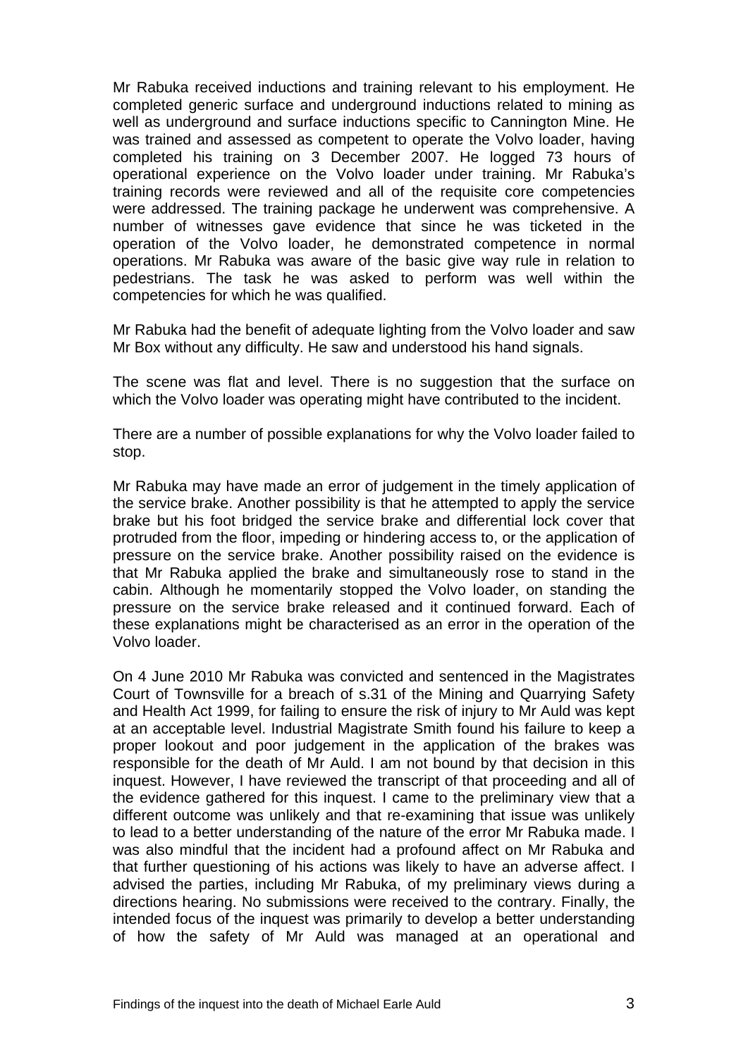Mr Rabuka received inductions and training relevant to his employment. He completed generic surface and underground inductions related to mining as well as underground and surface inductions specific to Cannington Mine. He was trained and assessed as competent to operate the Volvo loader, having completed his training on 3 December 2007. He logged 73 hours of operational experience on the Volvo loader under training. Mr Rabuka's training records were reviewed and all of the requisite core competencies were addressed. The training package he underwent was comprehensive. A number of witnesses gave evidence that since he was ticketed in the operation of the Volvo loader, he demonstrated competence in normal operations. Mr Rabuka was aware of the basic give way rule in relation to pedestrians. The task he was asked to perform was well within the competencies for which he was qualified.

Mr Rabuka had the benefit of adequate lighting from the Volvo loader and saw Mr Box without any difficulty. He saw and understood his hand signals.

The scene was flat and level. There is no suggestion that the surface on which the Volvo loader was operating might have contributed to the incident.

There are a number of possible explanations for why the Volvo loader failed to stop.

Mr Rabuka may have made an error of judgement in the timely application of the service brake. Another possibility is that he attempted to apply the service brake but his foot bridged the service brake and differential lock cover that protruded from the floor, impeding or hindering access to, or the application of pressure on the service brake. Another possibility raised on the evidence is that Mr Rabuka applied the brake and simultaneously rose to stand in the cabin. Although he momentarily stopped the Volvo loader, on standing the pressure on the service brake released and it continued forward. Each of these explanations might be characterised as an error in the operation of the Volvo loader.

On 4 June 2010 Mr Rabuka was convicted and sentenced in the Magistrates Court of Townsville for a breach of s.31 of the Mining and Quarrying Safety and Health Act 1999, for failing to ensure the risk of injury to Mr Auld was kept at an acceptable level. Industrial Magistrate Smith found his failure to keep a proper lookout and poor judgement in the application of the brakes was responsible for the death of Mr Auld. I am not bound by that decision in this inquest. However, I have reviewed the transcript of that proceeding and all of the evidence gathered for this inquest. I came to the preliminary view that a different outcome was unlikely and that re-examining that issue was unlikely to lead to a better understanding of the nature of the error Mr Rabuka made. I was also mindful that the incident had a profound affect on Mr Rabuka and that further questioning of his actions was likely to have an adverse affect. I advised the parties, including Mr Rabuka, of my preliminary views during a directions hearing. No submissions were received to the contrary. Finally, the intended focus of the inquest was primarily to develop a better understanding of how the safety of Mr Auld was managed at an operational and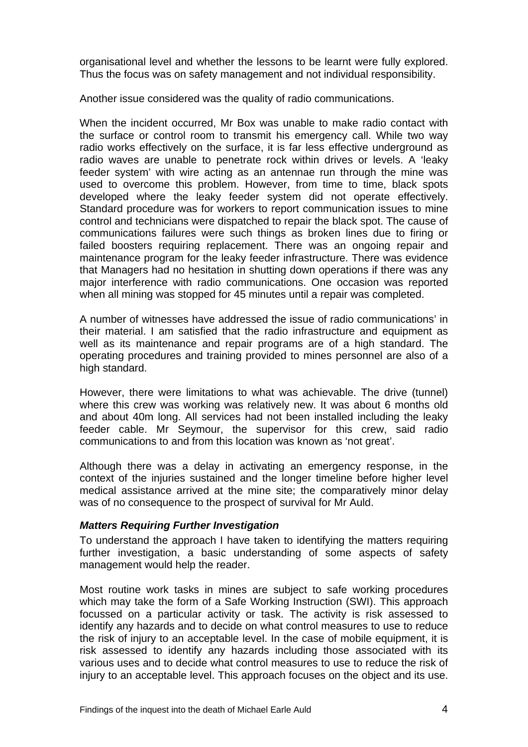organisational level and whether the lessons to be learnt were fully explored. Thus the focus was on safety management and not individual responsibility.

Another issue considered was the quality of radio communications.

When the incident occurred, Mr Box was unable to make radio contact with the surface or control room to transmit his emergency call. While two way radio works effectively on the surface, it is far less effective underground as radio waves are unable to penetrate rock within drives or levels. A 'leaky feeder system' with wire acting as an antennae run through the mine was used to overcome this problem. However, from time to time, black spots developed where the leaky feeder system did not operate effectively. Standard procedure was for workers to report communication issues to mine control and technicians were dispatched to repair the black spot. The cause of communications failures were such things as broken lines due to firing or failed boosters requiring replacement. There was an ongoing repair and maintenance program for the leaky feeder infrastructure. There was evidence that Managers had no hesitation in shutting down operations if there was any major interference with radio communications. One occasion was reported when all mining was stopped for 45 minutes until a repair was completed.

A number of witnesses have addressed the issue of radio communications' in their material. I am satisfied that the radio infrastructure and equipment as well as its maintenance and repair programs are of a high standard. The operating procedures and training provided to mines personnel are also of a high standard.

However, there were limitations to what was achievable. The drive (tunnel) where this crew was working was relatively new. It was about 6 months old and about 40m long. All services had not been installed including the leaky feeder cable. Mr Seymour, the supervisor for this crew, said radio communications to and from this location was known as 'not great'.

Although there was a delay in activating an emergency response, in the context of the injuries sustained and the longer timeline before higher level medical assistance arrived at the mine site; the comparatively minor delay was of no consequence to the prospect of survival for Mr Auld.

### ***Matters Requiring Further Investigation***

To understand the approach I have taken to identifying the matters requiring further investigation, a basic understanding of some aspects of safety management would help the reader.

Most routine work tasks in mines are subject to safe working procedures which may take the form of a Safe Working Instruction (SWI). This approach focussed on a particular activity or task. The activity is risk assessed to identify any hazards and to decide on what control measures to use to reduce the risk of injury to an acceptable level. In the case of mobile equipment, it is risk assessed to identify any hazards including those associated with its various uses and to decide what control measures to use to reduce the risk of injury to an acceptable level. This approach focuses on the object and its use.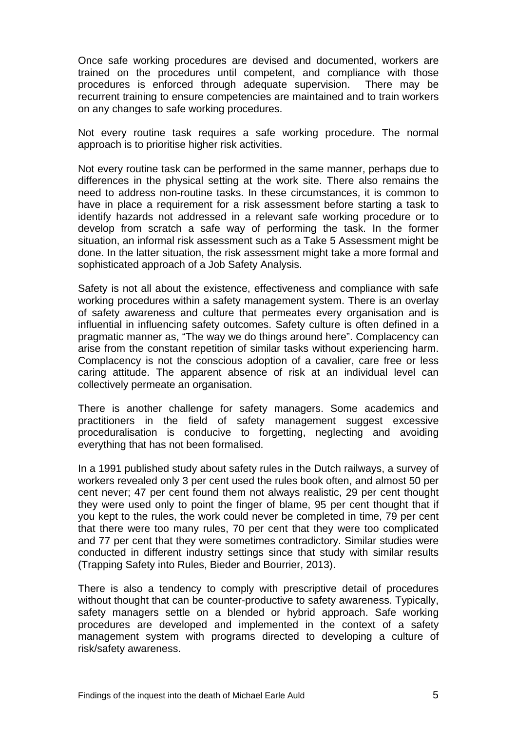Once safe working procedures are devised and documented, workers are trained on the procedures until competent, and compliance with those procedures is enforced through adequate supervision. There may be recurrent training to ensure competencies are maintained and to train workers on any changes to safe working procedures.

Not every routine task requires a safe working procedure. The normal approach is to prioritise higher risk activities.

Not every routine task can be performed in the same manner, perhaps due to differences in the physical setting at the work site. There also remains the need to address non-routine tasks. In these circumstances, it is common to have in place a requirement for a risk assessment before starting a task to identify hazards not addressed in a relevant safe working procedure or to develop from scratch a safe way of performing the task. In the former situation, an informal risk assessment such as a Take 5 Assessment might be done. In the latter situation, the risk assessment might take a more formal and sophisticated approach of a Job Safety Analysis.

Safety is not all about the existence, effectiveness and compliance with safe working procedures within a safety management system. There is an overlay of safety awareness and culture that permeates every organisation and is influential in influencing safety outcomes. Safety culture is often defined in a pragmatic manner as, "The way we do things around here". Complacency can arise from the constant repetition of similar tasks without experiencing harm. Complacency is not the conscious adoption of a cavalier, care free or less caring attitude. The apparent absence of risk at an individual level can collectively permeate an organisation.

There is another challenge for safety managers. Some academics and practitioners in the field of safety management suggest excessive proceduralisation is conducive to forgetting, neglecting and avoiding everything that has not been formalised.

In a 1991 published study about safety rules in the Dutch railways, a survey of workers revealed only 3 per cent used the rules book often, and almost 50 per cent never; 47 per cent found them not always realistic, 29 per cent thought they were used only to point the finger of blame, 95 per cent thought that if you kept to the rules, the work could never be completed in time, 79 per cent that there were too many rules, 70 per cent that they were too complicated and 77 per cent that they were sometimes contradictory. Similar studies were conducted in different industry settings since that study with similar results (Trapping Safety into Rules, Bieder and Bourrier, 2013).

There is also a tendency to comply with prescriptive detail of procedures without thought that can be counter-productive to safety awareness. Typically, safety managers settle on a blended or hybrid approach. Safe working procedures are developed and implemented in the context of a safety management system with programs directed to developing a culture of risk/safety awareness.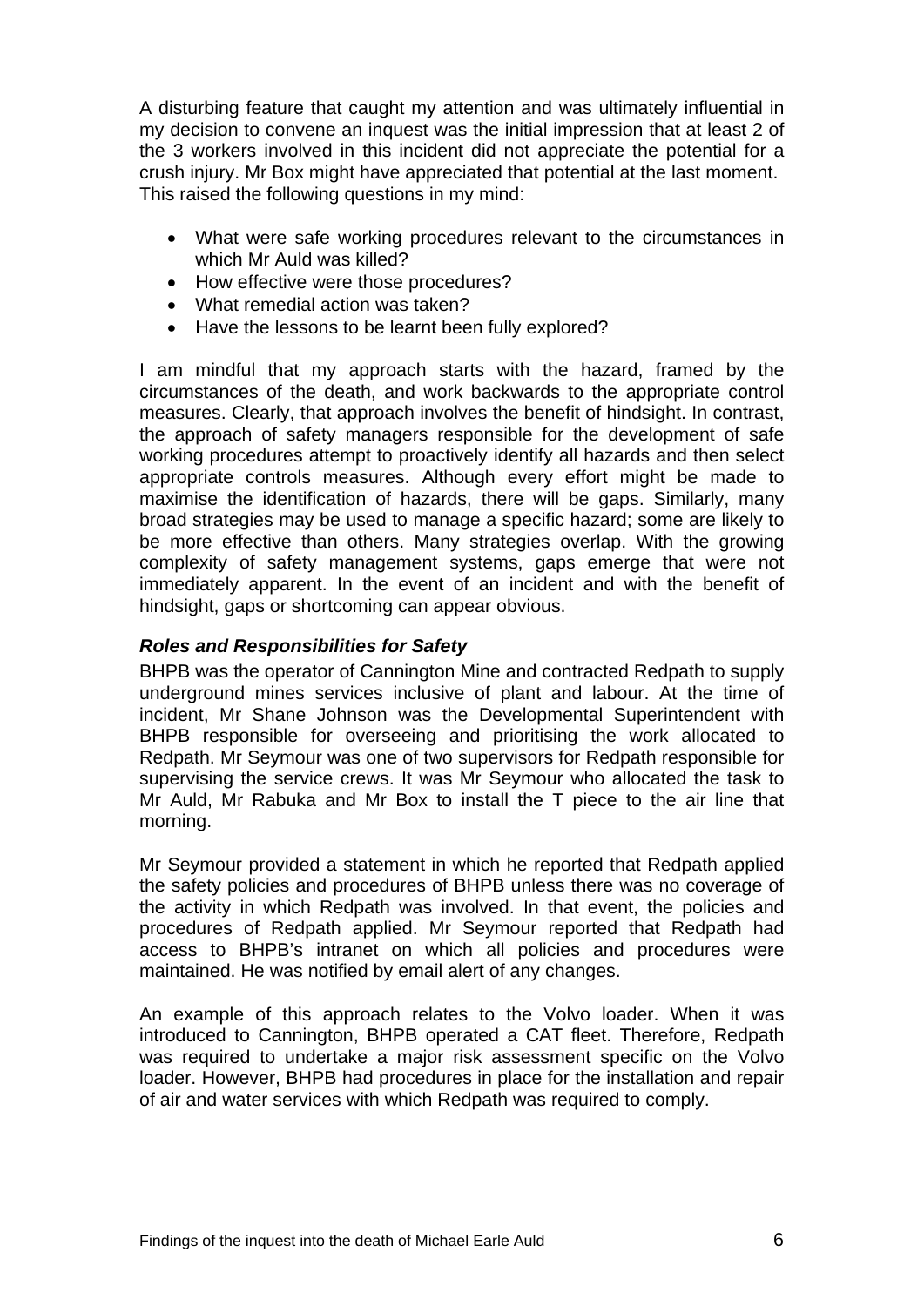A disturbing feature that caught my attention and was ultimately influential in my decision to convene an inquest was the initial impression that at least 2 of the 3 workers involved in this incident did not appreciate the potential for a crush injury. Mr Box might have appreciated that potential at the last moment. This raised the following questions in my mind:

- What were safe working procedures relevant to the circumstances in which Mr Auld was killed?
- How effective were those procedures?
- What remedial action was taken?
- Have the lessons to be learnt been fully explored?

I am mindful that my approach starts with the hazard, framed by the circumstances of the death, and work backwards to the appropriate control measures. Clearly, that approach involves the benefit of hindsight. In contrast, the approach of safety managers responsible for the development of safe working procedures attempt to proactively identify all hazards and then select appropriate controls measures. Although every effort might be made to maximise the identification of hazards, there will be gaps. Similarly, many broad strategies may be used to manage a specific hazard; some are likely to be more effective than others. Many strategies overlap. With the growing complexity of safety management systems, gaps emerge that were not immediately apparent. In the event of an incident and with the benefit of hindsight, gaps or shortcoming can appear obvious.

### *Roles and Responsibilities for Safety*

BHPB was the operator of Cannington Mine and contracted Redpath to supply underground mines services inclusive of plant and labour. At the time of incident, Mr Shane Johnson was the Developmental Superintendent with BHPB responsible for overseeing and prioritising the work allocated to Redpath. Mr Seymour was one of two supervisors for Redpath responsible for supervising the service crews. It was Mr Seymour who allocated the task to Mr Auld, Mr Rabuka and Mr Box to install the T piece to the air line that morning.

Mr Seymour provided a statement in which he reported that Redpath applied the safety policies and procedures of BHPB unless there was no coverage of the activity in which Redpath was involved. In that event, the policies and procedures of Redpath applied. Mr Seymour reported that Redpath had access to BHPB's intranet on which all policies and procedures were maintained. He was notified by email alert of any changes.

An example of this approach relates to the Volvo loader. When it was introduced to Cannington, BHPB operated a CAT fleet. Therefore, Redpath was required to undertake a major risk assessment specific on the Volvo loader. However, BHPB had procedures in place for the installation and repair of air and water services with which Redpath was required to comply.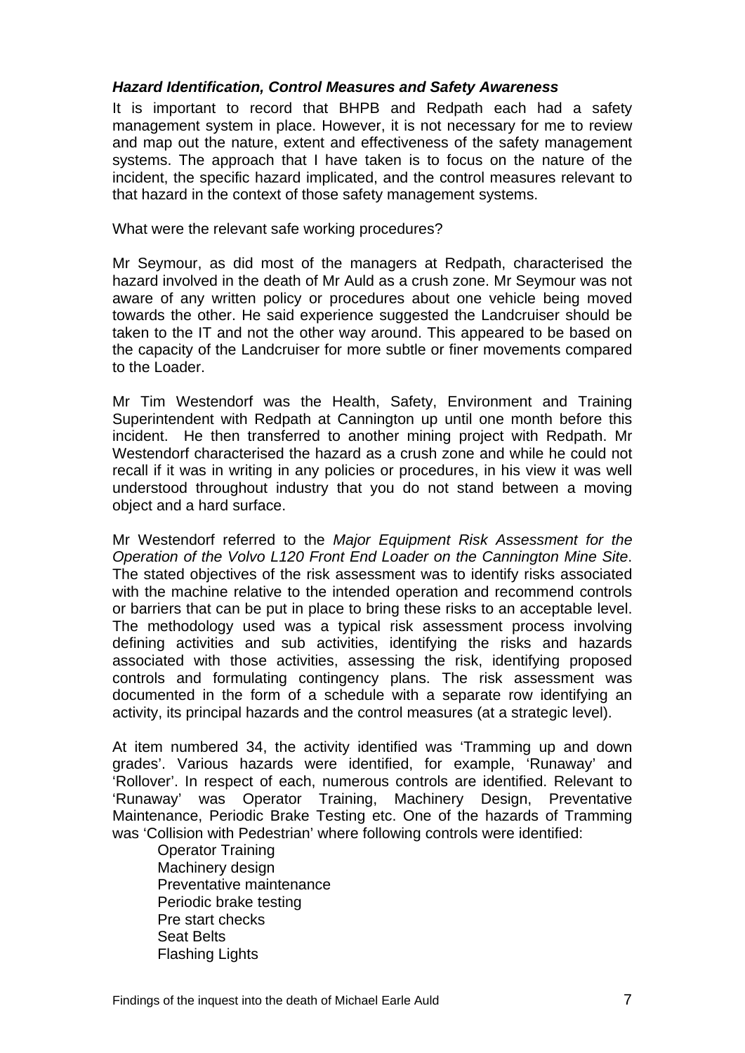### *Hazard Identification, Control Measures and Safety Awareness*

It is important to record that BHPB and Redpath each had a safety management system in place. However, it is not necessary for me to review and map out the nature, extent and effectiveness of the safety management systems. The approach that I have taken is to focus on the nature of the incident, the specific hazard implicated, and the control measures relevant to that hazard in the context of those safety management systems.

What were the relevant safe working procedures?

Mr Seymour, as did most of the managers at Redpath, characterised the hazard involved in the death of Mr Auld as a crush zone. Mr Seymour was not aware of any written policy or procedures about one vehicle being moved towards the other. He said experience suggested the Landcruiser should be taken to the IT and not the other way around. This appeared to be based on the capacity of the Landcruiser for more subtle or finer movements compared to the Loader.

Mr Tim Westendorf was the Health, Safety, Environment and Training Superintendent with Redpath at Cannington up until one month before this incident. He then transferred to another mining project with Redpath. Mr Westendorf characterised the hazard as a crush zone and while he could not recall if it was in writing in any policies or procedures, in his view it was well understood throughout industry that you do not stand between a moving object and a hard surface.

Mr Westendorf referred to the *Major Equipment Risk Assessment for the Operation of the Volvo L120 Front End Loader on the Cannington Mine Site*. The stated objectives of the risk assessment was to identify risks associated with the machine relative to the intended operation and recommend controls or barriers that can be put in place to bring these risks to an acceptable level. The methodology used was a typical risk assessment process involving defining activities and sub activities, identifying the risks and hazards associated with those activities, assessing the risk, identifying proposed controls and formulating contingency plans. The risk assessment was documented in the form of a schedule with a separate row identifying an activity, its principal hazards and the control measures (at a strategic level).

At item numbered 34, the activity identified was 'Tramming up and down grades'. Various hazards were identified, for example, 'Runaway' and 'Rollover'. In respect of each, numerous controls are identified. Relevant to 'Runaway' was Operator Training, Machinery Design, Preventative Maintenance, Periodic Brake Testing etc. One of the hazards of Tramming was 'Collision with Pedestrian' where following controls were identified:

- Operator Training
- Machinery design
- Preventative maintenance
- Periodic brake testing
- Pre start checks
- Seat Belts
- Flashing Lights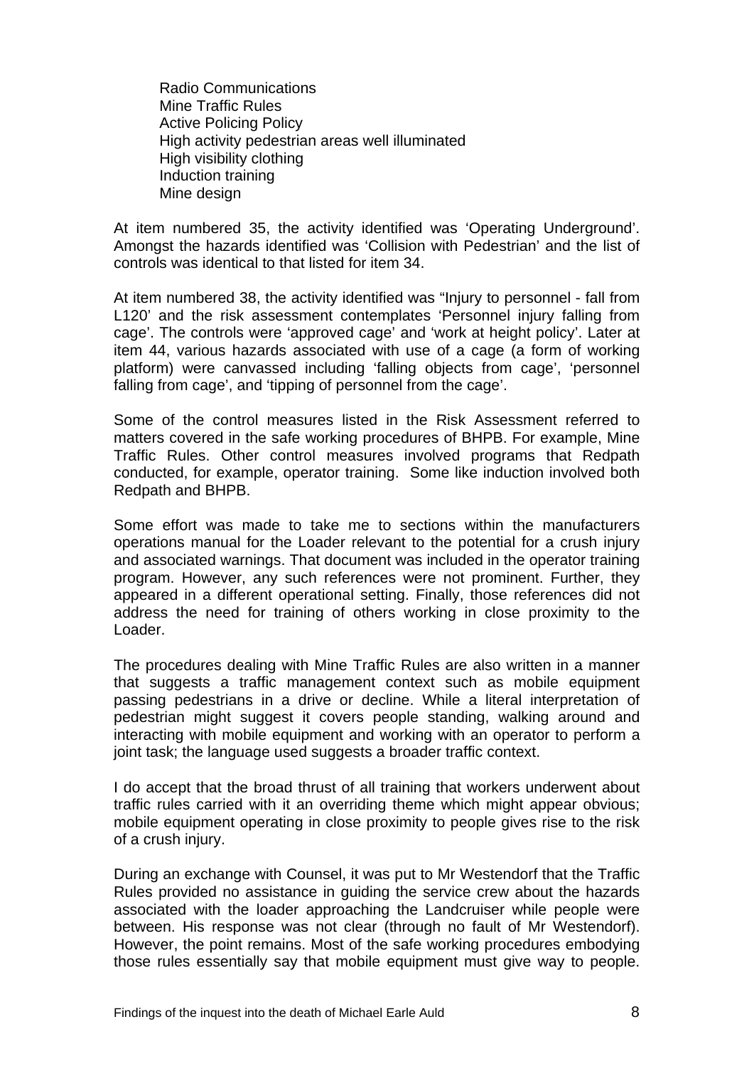Radio Communications
Mine Traffic Rules
Active Policing Policy
High activity pedestrian areas well illuminated
High visibility clothing
Induction training
Mine design

At item numbered 35, the activity identified was 'Operating Underground'. Amongst the hazards identified was 'Collision with Pedestrian' and the list of controls was identical to that listed for item 34.

At item numbered 38, the activity identified was "Injury to personnel - fall from L120' and the risk assessment contemplates 'Personnel injury falling from cage'. The controls were 'approved cage' and 'work at height policy'. Later at item 44, various hazards associated with use of a cage (a form of working platform) were canvassed including 'falling objects from cage', 'personnel falling from cage', and 'tipping of personnel from the cage'.

Some of the control measures listed in the Risk Assessment referred to matters covered in the safe working procedures of BHPB. For example, Mine Traffic Rules. Other control measures involved programs that Redpath conducted, for example, operator training. Some like induction involved both Redpath and BHPB.

Some effort was made to take me to sections within the manufacturers operations manual for the Loader relevant to the potential for a crush injury and associated warnings. That document was included in the operator training program. However, any such references were not prominent. Further, they appeared in a different operational setting. Finally, those references did not address the need for training of others working in close proximity to the Loader.

The procedures dealing with Mine Traffic Rules are also written in a manner that suggests a traffic management context such as mobile equipment passing pedestrians in a drive or decline. While a literal interpretation of pedestrian might suggest it covers people standing, walking around and interacting with mobile equipment and working with an operator to perform a joint task; the language used suggests a broader traffic context.

I do accept that the broad thrust of all training that workers underwent about traffic rules carried with it an overriding theme which might appear obvious; mobile equipment operating in close proximity to people gives rise to the risk of a crush injury.

During an exchange with Counsel, it was put to Mr Westendorf that the Traffic Rules provided no assistance in guiding the service crew about the hazards associated with the loader approaching the Landcruiser while people were between. His response was not clear (through no fault of Mr Westendorf). However, the point remains. Most of the safe working procedures embodying those rules essentially say that mobile equipment must give way to people.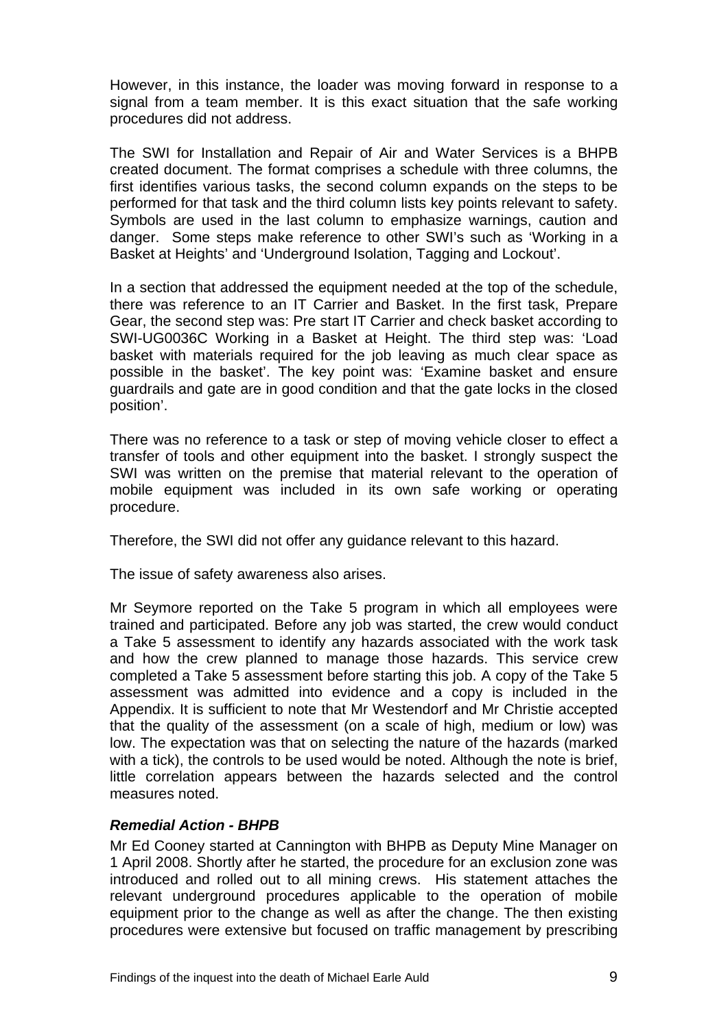However, in this instance, the loader was moving forward in response to a signal from a team member. It is this exact situation that the safe working procedures did not address.

The SWI for Installation and Repair of Air and Water Services is a BHPB created document. The format comprises a schedule with three columns, the first identifies various tasks, the second column expands on the steps to be performed for that task and the third column lists key points relevant to safety. Symbols are used in the last column to emphasize warnings, caution and danger. Some steps make reference to other SWI's such as 'Working in a Basket at Heights' and 'Underground Isolation, Tagging and Lockout'.

In a section that addressed the equipment needed at the top of the schedule, there was reference to an IT Carrier and Basket. In the first task, Prepare Gear, the second step was: Pre start IT Carrier and check basket according to SWI-UG0036C Working in a Basket at Height. The third step was: 'Load basket with materials required for the job leaving as much clear space as possible in the basket'. The key point was: 'Examine basket and ensure guardrails and gate are in good condition and that the gate locks in the closed position'.

There was no reference to a task or step of moving vehicle closer to effect a transfer of tools and other equipment into the basket. I strongly suspect the SWI was written on the premise that material relevant to the operation of mobile equipment was included in its own safe working or operating procedure.

Therefore, the SWI did not offer any guidance relevant to this hazard.

The issue of safety awareness also arises.

Mr Seymore reported on the Take 5 program in which all employees were trained and participated. Before any job was started, the crew would conduct a Take 5 assessment to identify any hazards associated with the work task and how the crew planned to manage those hazards. This service crew completed a Take 5 assessment before starting this job. A copy of the Take 5 assessment was admitted into evidence and a copy is included in the Appendix. It is sufficient to note that Mr Westendorf and Mr Christie accepted that the quality of the assessment (on a scale of high, medium or low) was low. The expectation was that on selecting the nature of the hazards (marked with a tick), the controls to be used would be noted. Although the note is brief, little correlation appears between the hazards selected and the control measures noted.

#### *Remedial Action - BHPB*

Mr Ed Cooney started at Cannington with BHPB as Deputy Mine Manager on 1 April 2008. Shortly after he started, the procedure for an exclusion zone was introduced and rolled out to all mining crews. His statement attaches the relevant underground procedures applicable to the operation of mobile equipment prior to the change as well as after the change. The then existing procedures were extensive but focused on traffic management by prescribing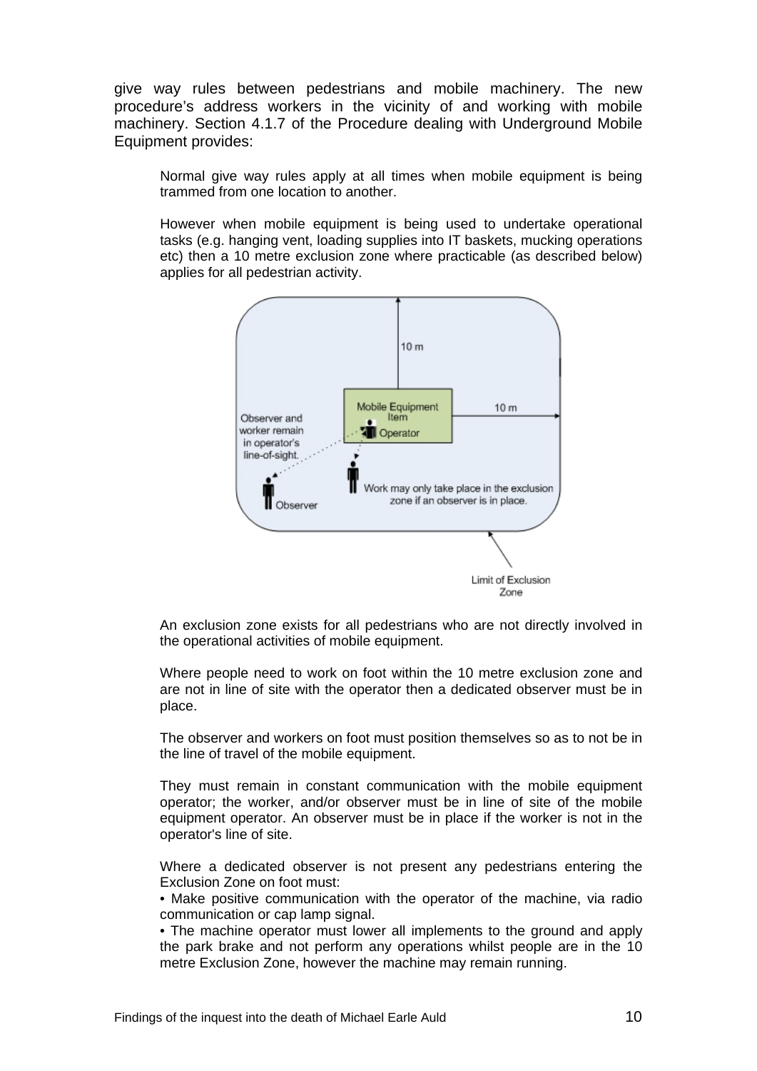give way rules between pedestrians and mobile machinery. The new procedure's address workers in the vicinity of and working with mobile machinery. Section 4.1.7 of the Procedure dealing with Underground Mobile Equipment provides:

> Normal give way rules apply at all times when mobile equipment is being trammed from one location to another.
>
> However when mobile equipment is being used to undertake operational tasks (e.g. hanging vent, loading supplies into IT baskets, mucking operations etc) then a 10 metre exclusion zone where practicable (as described below) applies for all pedestrian activity.
>
> 10 m
>
> Mobile Equipment Item
>
> Operator
>
> 10 m
>
> Observer and worker remain in operator's line-of-sight.
>
> Observer
>
> Work may only take place in the exclusion zone if an observer is in place.
>
> Limit of Exclusion Zone
>
> An exclusion zone exists for all pedestrians who are not directly involved in the operational activities of mobile equipment.
>
> Where people need to work on foot within the 10 metre exclusion zone and are not in line of site with the operator then a dedicated observer must be in place.
>
> The observer and workers on foot must position themselves so as to not be in the line of travel of the mobile equipment.
>
> They must remain in constant communication with the mobile equipment operator; the worker, and/or observer must be in line of site of the mobile equipment operator. An observer must be in place if the worker is not in the operator's line of site.
>
> Where a dedicated observer is not present any pedestrians entering the Exclusion Zone on foot must:
>
> • Make positive communication with the operator of the machine, via radio communication or cap lamp signal.
>
> • The machine operator must lower all implements to the ground and apply the park brake and not perform any operations whilst people are in the 10 metre Exclusion Zone, however the machine may remain running.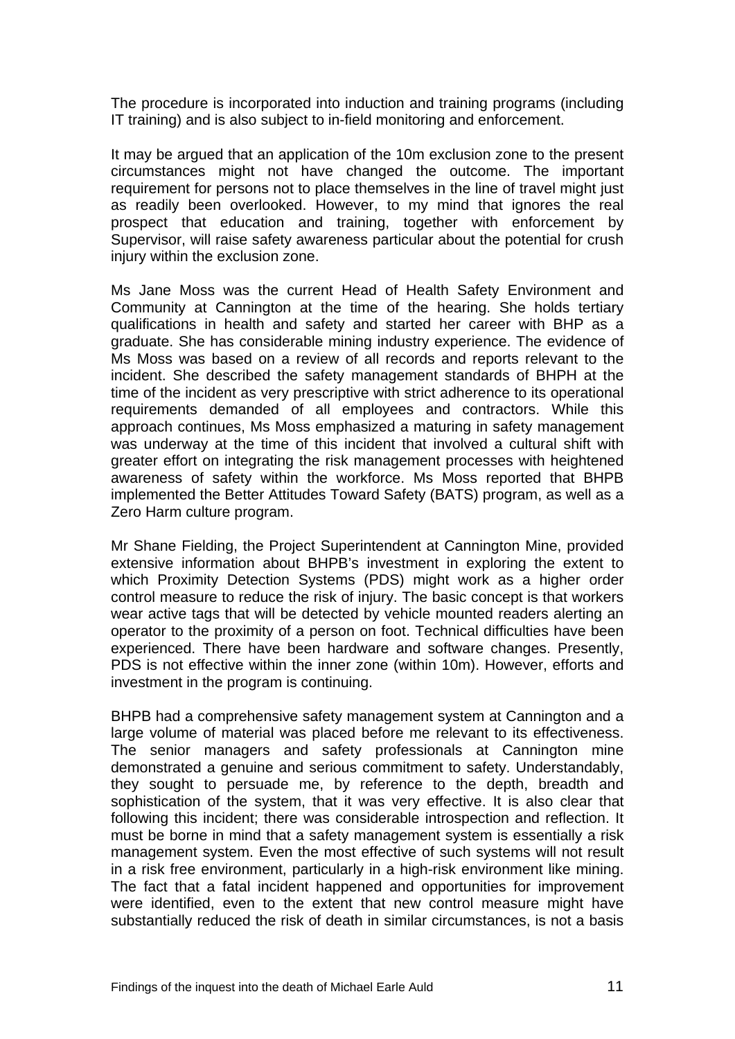The procedure is incorporated into induction and training programs (including IT training) and is also subject to in-field monitoring and enforcement.

It may be argued that an application of the 10m exclusion zone to the present circumstances might not have changed the outcome. The important requirement for persons not to place themselves in the line of travel might just as readily been overlooked. However, to my mind that ignores the real prospect that education and training, together with enforcement by Supervisor, will raise safety awareness particular about the potential for crush injury within the exclusion zone.

Ms Jane Moss was the current Head of Health Safety Environment and Community at Cannington at the time of the hearing. She holds tertiary qualifications in health and safety and started her career with BHP as a graduate. She has considerable mining industry experience. The evidence of Ms Moss was based on a review of all records and reports relevant to the incident. She described the safety management standards of BHPH at the time of the incident as very prescriptive with strict adherence to its operational requirements demanded of all employees and contractors. While this approach continues, Ms Moss emphasized a maturing in safety management was underway at the time of this incident that involved a cultural shift with greater effort on integrating the risk management processes with heightened awareness of safety within the workforce. Ms Moss reported that BHPB implemented the Better Attitudes Toward Safety (BATS) program, as well as a Zero Harm culture program.

Mr Shane Fielding, the Project Superintendent at Cannington Mine, provided extensive information about BHPB's investment in exploring the extent to which Proximity Detection Systems (PDS) might work as a higher order control measure to reduce the risk of injury. The basic concept is that workers wear active tags that will be detected by vehicle mounted readers alerting an operator to the proximity of a person on foot. Technical difficulties have been experienced. There have been hardware and software changes. Presently, PDS is not effective within the inner zone (within 10m). However, efforts and investment in the program is continuing.

BHPB had a comprehensive safety management system at Cannington and a large volume of material was placed before me relevant to its effectiveness. The senior managers and safety professionals at Cannington mine demonstrated a genuine and serious commitment to safety. Understandably, they sought to persuade me, by reference to the depth, breadth and sophistication of the system, that it was very effective. It is also clear that following this incident; there was considerable introspection and reflection. It must be borne in mind that a safety management system is essentially a risk management system. Even the most effective of such systems will not result in a risk free environment, particularly in a high-risk environment like mining. The fact that a fatal incident happened and opportunities for improvement were identified, even to the extent that new control measure might have substantially reduced the risk of death in similar circumstances, is not a basis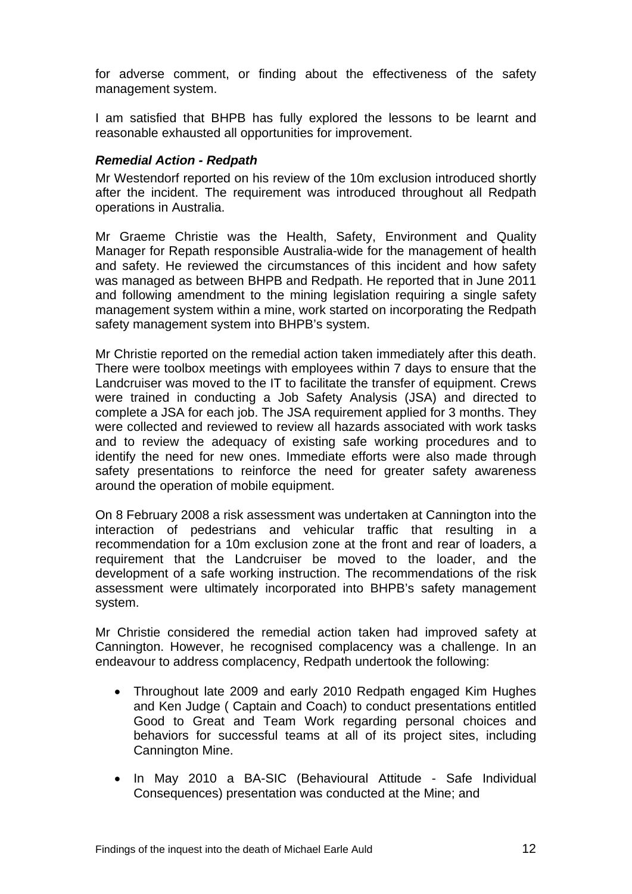for adverse comment, or finding about the effectiveness of the safety management system.

I am satisfied that BHPB has fully explored the lessons to be learnt and reasonable exhausted all opportunities for improvement.

### *Remedial Action - Redpath*

Mr Westendorf reported on his review of the 10m exclusion introduced shortly after the incident. The requirement was introduced throughout all Redpath operations in Australia.

Mr Graeme Christie was the Health, Safety, Environment and Quality Manager for Repath responsible Australia-wide for the management of health and safety. He reviewed the circumstances of this incident and how safety was managed as between BHPB and Redpath. He reported that in June 2011 and following amendment to the mining legislation requiring a single safety management system within a mine, work started on incorporating the Redpath safety management system into BHPB's system.

Mr Christie reported on the remedial action taken immediately after this death. There were toolbox meetings with employees within 7 days to ensure that the Landcruiser was moved to the IT to facilitate the transfer of equipment. Crews were trained in conducting a Job Safety Analysis (JSA) and directed to complete a JSA for each job. The JSA requirement applied for 3 months. They were collected and reviewed to review all hazards associated with work tasks and to review the adequacy of existing safe working procedures and to identify the need for new ones. Immediate efforts were also made through safety presentations to reinforce the need for greater safety awareness around the operation of mobile equipment.

On 8 February 2008 a risk assessment was undertaken at Cannington into the interaction of pedestrians and vehicular traffic that resulting in a recommendation for a 10m exclusion zone at the front and rear of loaders, a requirement that the Landcruiser be moved to the loader, and the development of a safe working instruction. The recommendations of the risk assessment were ultimately incorporated into BHPB's safety management system.

Mr Christie considered the remedial action taken had improved safety at Cannington. However, he recognised complacency was a challenge. In an endeavour to address complacency, Redpath undertook the following:

- Throughout late 2009 and early 2010 Redpath engaged Kim Hughes and Ken Judge ( Captain and Coach) to conduct presentations entitled Good to Great and Team Work regarding personal choices and behaviors for successful teams at all of its project sites, including Cannington Mine.
- In May 2010 a BA-SIC (Behavioural Attitude - Safe Individual Consequences) presentation was conducted at the Mine; and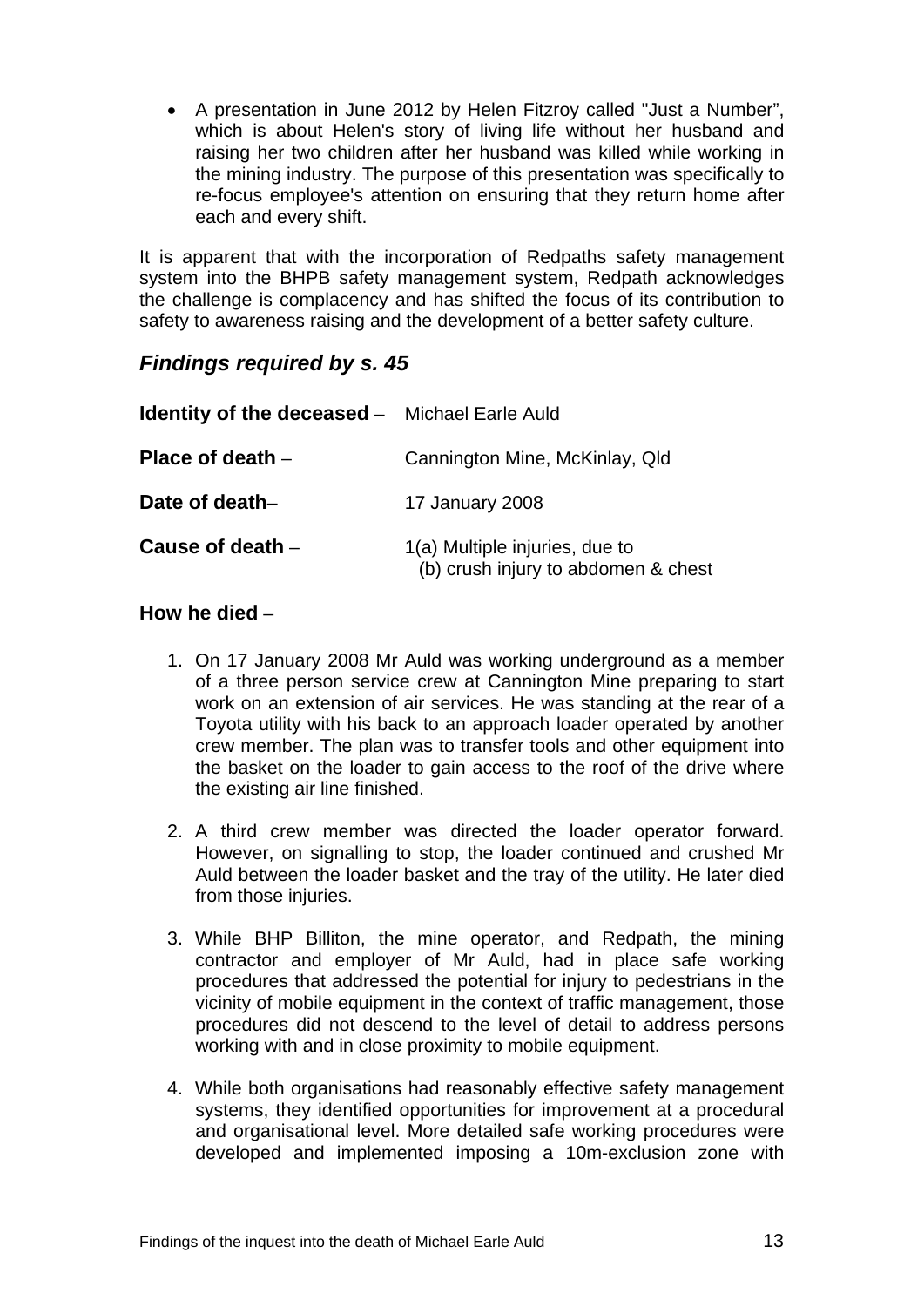- A presentation in June 2012 by Helen Fitzroy called "Just a Number", which is about Helen's story of living life without her husband and raising her two children after her husband was killed while working in the mining industry. The purpose of this presentation was specifically to re-focus employee's attention on ensuring that they return home after each and every shift.

It is apparent that with the incorporation of Redpaths safety management system into the BHPB safety management system, Redpath acknowledges the challenge is complacency and has shifted the focus of its contribution to safety to awareness raising and the development of a better safety culture.

## *Findings required by s. 45*

**Identity of the deceased** – Michael Earle Auld

**Place of death** – Cannington Mine, McKinlay, Qld

**Date of death**– 17 January 2008

**Cause of death** – 1(a) Multiple injuries, due to
(b) crush injury to abdomen & chest

**How he died** –

1. On 17 January 2008 Mr Auld was working underground as a member of a three person service crew at Cannington Mine preparing to start work on an extension of air services. He was standing at the rear of a Toyota utility with his back to an approach loader operated by another crew member. The plan was to transfer tools and other equipment into the basket on the loader to gain access to the roof of the drive where the existing air line finished.
2. A third crew member was directed the loader operator forward. However, on signalling to stop, the loader continued and crushed Mr Auld between the loader basket and the tray of the utility. He later died from those injuries.
3. While BHP Billiton, the mine operator, and Redpath, the mining contractor and employer of Mr Auld, had in place safe working procedures that addressed the potential for injury to pedestrians in the vicinity of mobile equipment in the context of traffic management, those procedures did not descend to the level of detail to address persons working with and in close proximity to mobile equipment.
4. While both organisations had reasonably effective safety management systems, they identified opportunities for improvement at a procedural and organisational level. More detailed safe working procedures were developed and implemented imposing a 10m-exclusion zone with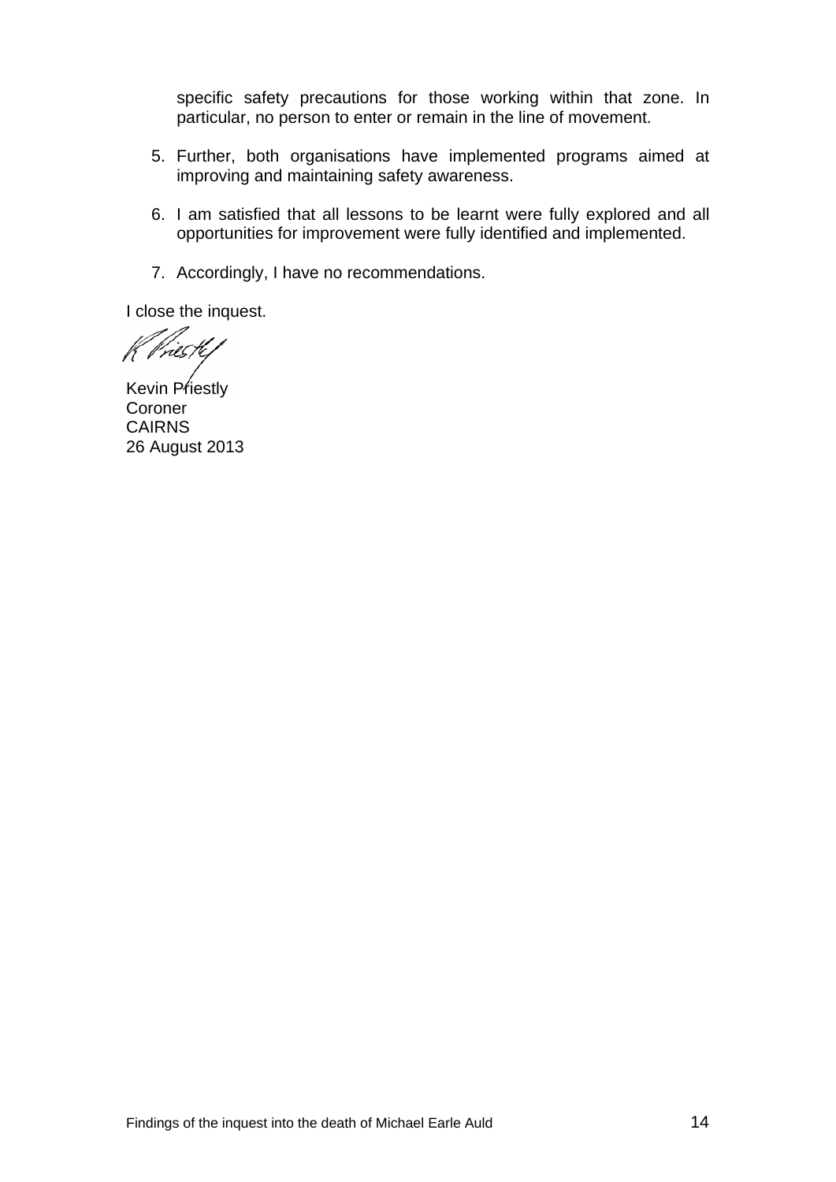specific safety precautions for those working within that zone. In particular, no person to enter or remain in the line of movement.

5. Further, both organisations have implemented programs aimed at improving and maintaining safety awareness.

6. I am satisfied that all lessons to be learnt were fully explored and all opportunities for improvement were fully identified and implemented.

7. Accordingly, I have no recommendations.

I close the inquest.

Kevin Priestly
Coroner
CAIRNS
26 August 2013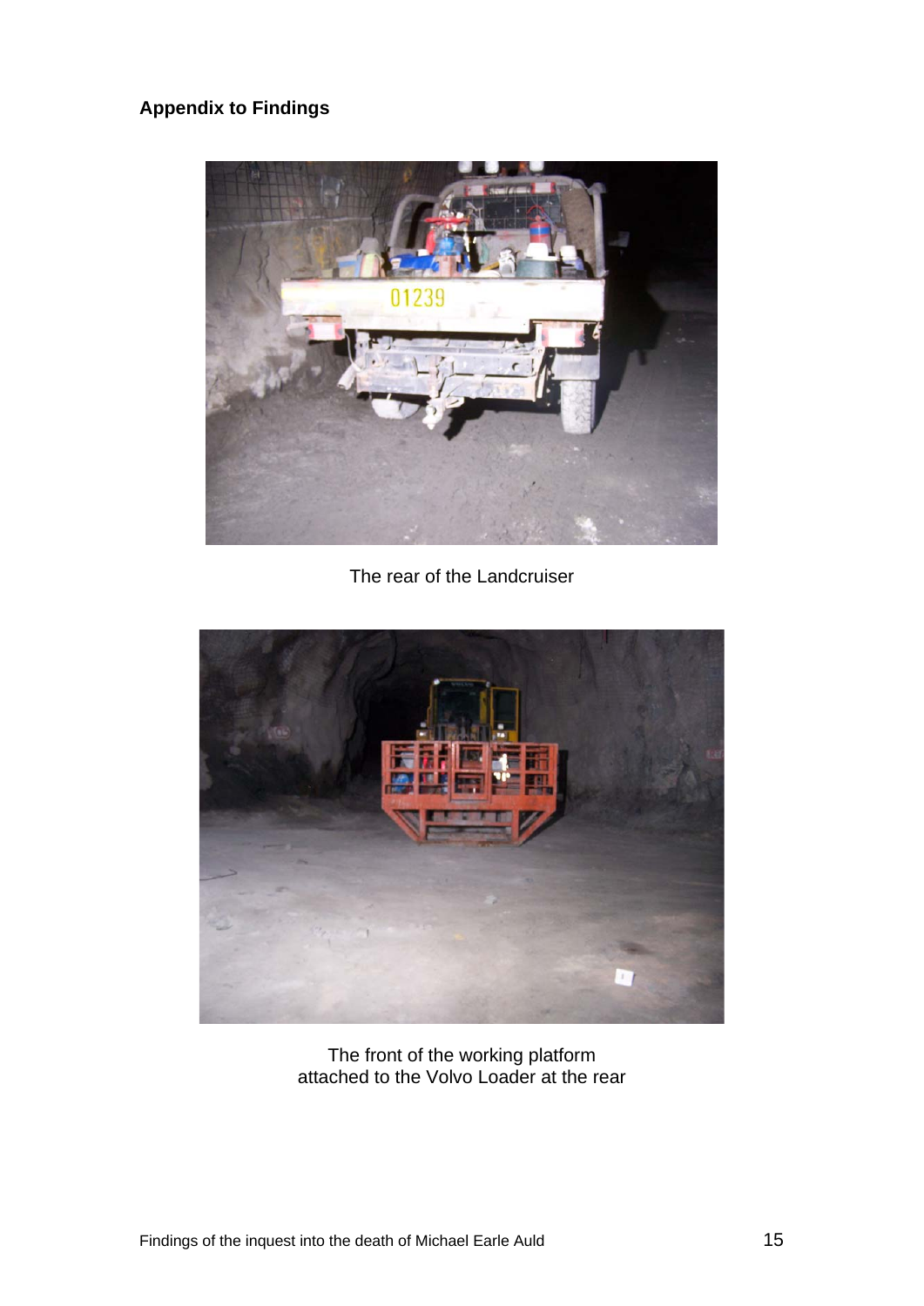**Appendix to Findings**

The rear of the Landcruiser

The front of the working platform
attached to the Volvo Loader at the rear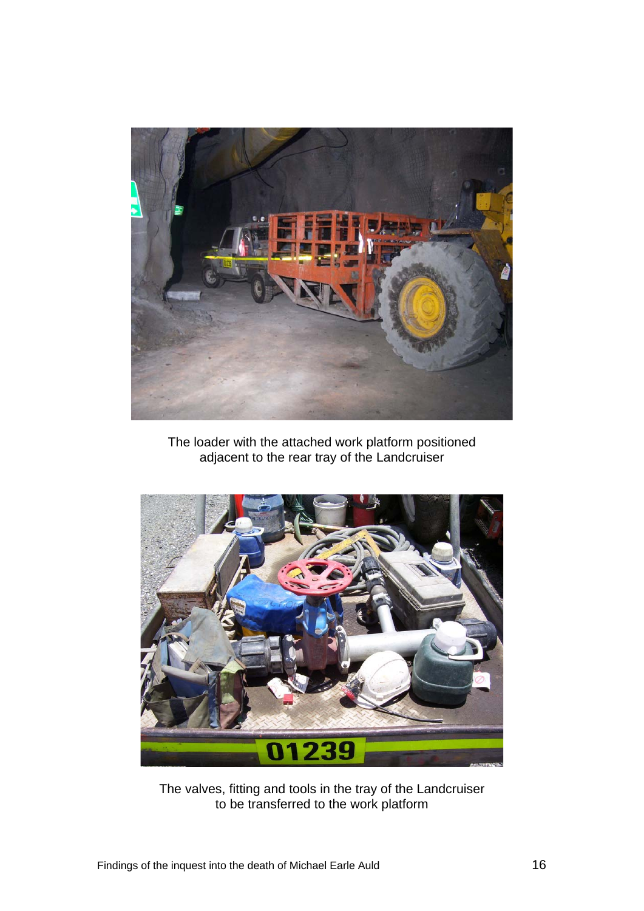The loader with the attached work platform positioned adjacent to the rear tray of the Landcruiser

The valves, fitting and tools in the tray of the Landcruiser to be transferred to the work platform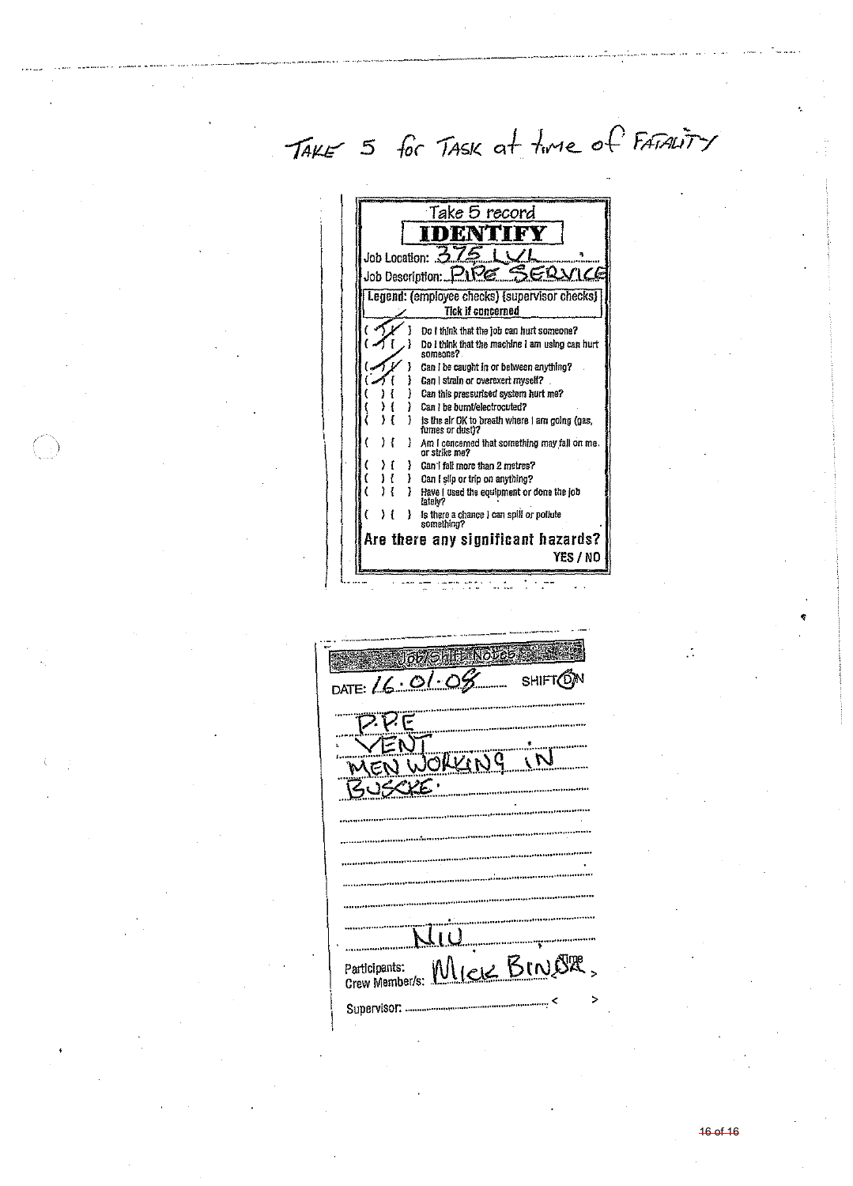TAKE 5 for TASK at time of FATALITY

## Take 5 record

### IDENTIFY

Job Location: 375 LVL

Job Description: PIPE SERVICE

**Legend: (employee checks) [supervisor checks]**
**Tick if concerned**

- ( ✓ ) [ ] Do I think that the job can hurt someone?
- ( ✓ ) [ ] Do I think that the machine I am using can hurt someone?
- ( ✓ ) [ ] Can I be caught in or between anything?
- ( ✓ ) [ ] Can I strain or overexert myself?
- ( ) [ ] Can this pressurised system hurt me?
- ( ) [ ] Can I be burnt/electrocuted?
- ( ) [ ] Is the air OK to breath where I am going (gas, fumes or dust)?
- ( ) [ ] Am I concerned that something may fall on me, or strike me?
- ( ) [ ] Can I fall more than 2 metres?
- ( ) [ ] Can I slip or trip on anything?
- ( ) [ ] Have I used the equipment or done the job lately?
- ( ) [ ] Is there a chance I can spill or pollute something?

**Are there any significant hazards?**
**YES / NO**

---

**Job/Shift Notes**

DATE: 16.01.08 SHIFT (D)/N

P.P.E
VENT
MEN WORKING IN
BUSCKE.

NIU

Participants: Crew Member/s: MICK BINDER, Time

Supervisor: ................................ < >